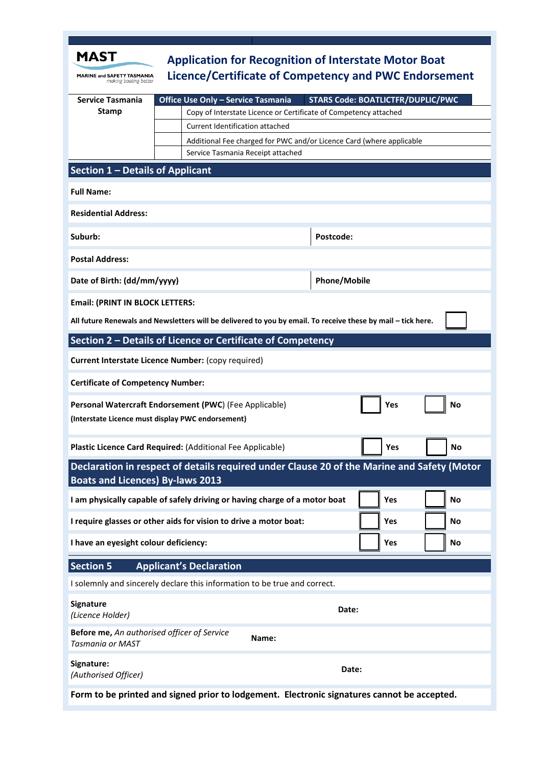**MAST**
MARINE and SAFETY TASMANIA
*making boating better*

# Application for Recognition of Interstate Motor Boat Licence/Certificate of Competency and PWC Endorsement

| Service Tasmania Stamp | Office Use Only – Service Tasmania | STARS Code: BOATLICTFR/DUPLIC/PWC |
|---|---|---|
| | ☐ | Copy of Interstate Licence or Certificate of Competency attached |
| | ☐ | Current Identification attached |
| | ☐ | Additional Fee charged for PWC and/or Licence Card (where applicable |
| | ☐ | Service Tasmania Receipt attached |

## Section 1 – Details of Applicant

**Full Name:**

**Residential Address:**

| **Suburb:** | **Postcode:** |
|---|---|

**Postal Address:**

| **Date of Birth: (dd/mm/yyyy)** | **Phone/Mobile** |
|---|---|

**Email: (PRINT IN BLOCK LETTERS:**

**All future Renewals and Newsletters will be delivered to you by email. To receive these by mail – tick here.** ☐

## Section 2 – Details of Licence or Certificate of Competency

**Current Interstate Licence Number:** (copy required)

**Certificate of Competency Number:**

| | | |
|---|---|---|
| **Personal Watercraft Endorsement (PWC)** (Fee Applicable)<br>**(Interstate Licence must display PWC endorsement)** | ☐ **Yes** | ☐ **No** |
| **Plastic Licence Card Required:** (Additional Fee Applicable) | ☐ **Yes** | ☐ **No** |

## Declaration in respect of details required under Clause 20 of the Marine and Safety (Motor Boats and Licences) By-laws 2013

| | | |
|---|---|---|
| **I am physically capable of safely driving or having charge of a motor boat** | ☐ **Yes** | ☐ **No** |
| **I require glasses or other aids for vision to drive a motor boat:** | ☐ **Yes** | ☐ **No** |
| **I have an eyesight colour deficiency:** | ☐ **Yes** | ☐ **No** |

## Section 5 Applicant's Declaration

I solemnly and sincerely declare this information to be true and correct.

| | |
|---|---|
| **Signature**<br>*(Licence Holder)* | **Date:** |
| **Before me,** *An authorised officer of Service Tasmania or MAST* | **Name:** |
| **Signature:**<br>*(Authorised Officer)* | **Date:** |

**Form to be printed and signed prior to lodgement. Electronic signatures cannot be accepted.**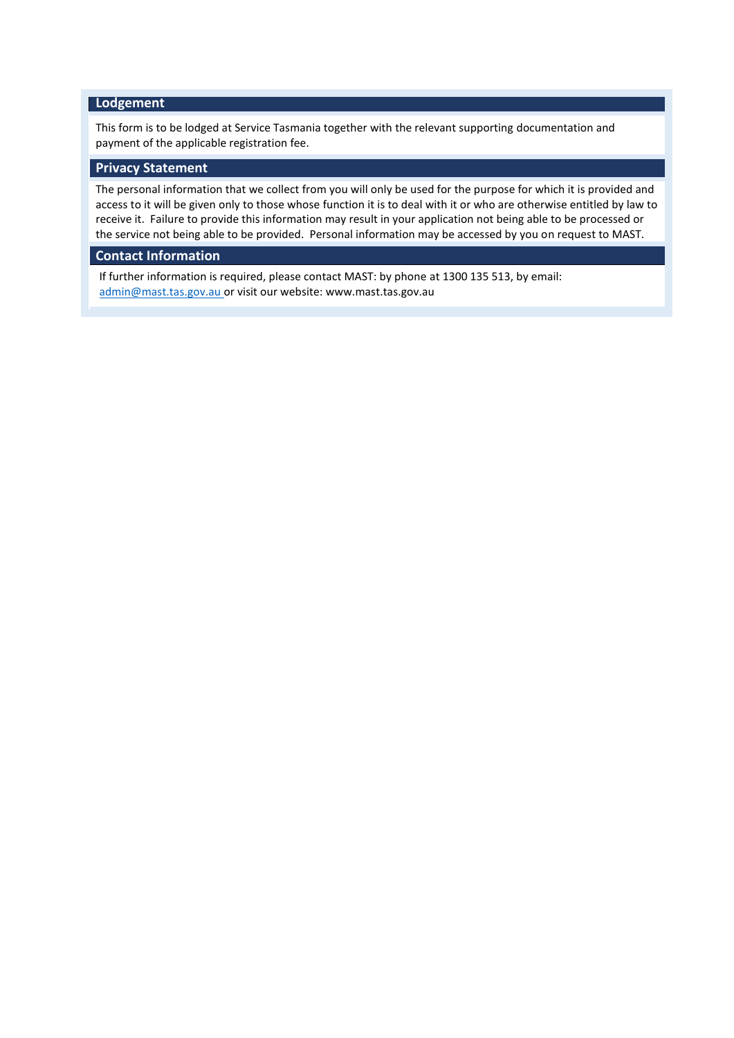## Lodgement

This form is to be lodged at Service Tasmania together with the relevant supporting documentation and payment of the applicable registration fee.

## Privacy Statement

The personal information that we collect from you will only be used for the purpose for which it is provided and access to it will be given only to those whose function it is to deal with it or who are otherwise entitled by law to receive it. Failure to provide this information may result in your application not being able to be processed or the service not being able to be provided. Personal information may be accessed by you on request to MAST.

## Contact Information

If further information is required, please contact MAST: by phone at 1300 135 513, by email: admin@mast.tas.gov.au or visit our website: www.mast.tas.gov.au